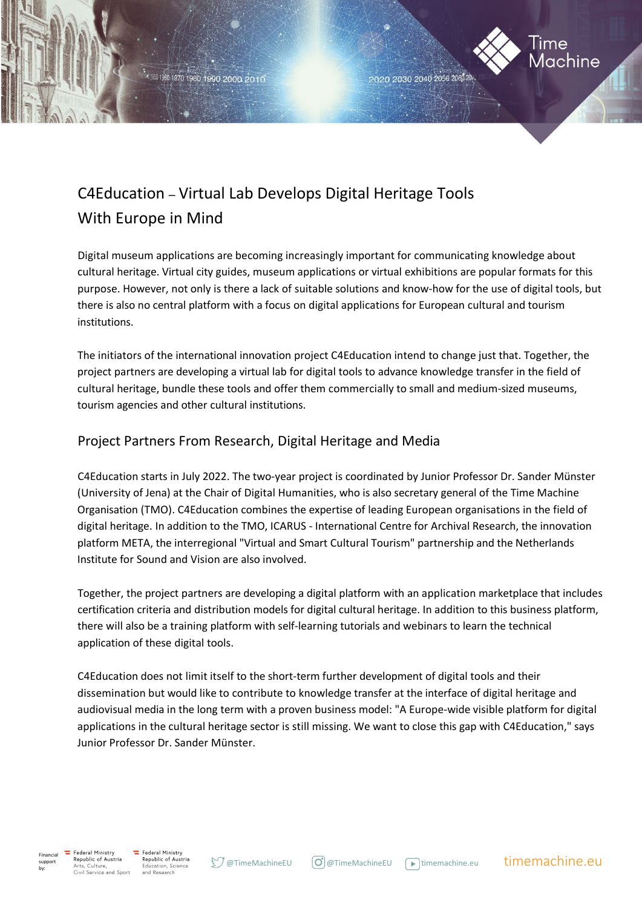# C4Education – Virtual Lab Develops Digital Heritage Tools With Europe in Mind

Digital museum applications are becoming increasingly important for communicating knowledge about cultural heritage. Virtual city guides, museum applications or virtual exhibitions are popular formats for this purpose. However, not only is there a lack of suitable solutions and know-how for the use of digital tools, but there is also no central platform with a focus on digital applications for European cultural and tourism institutions.

The initiators of the international innovation project C4Education intend to change just that. Together, the project partners are developing a virtual lab for digital tools to advance knowledge transfer in the field of cultural heritage, bundle these tools and offer them commercially to small and medium-sized museums, tourism agencies and other cultural institutions.

## Project Partners From Research, Digital Heritage and Media

C4Education starts in July 2022. The two-year project is coordinated by Junior Professor Dr. Sander Münster (University of Jena) at the Chair of Digital Humanities, who is also secretary general of the Time Machine Organisation (TMO). C4Education combines the expertise of leading European organisations in the field of digital heritage. In addition to the TMO, ICARUS - International Centre for Archival Research, the innovation platform META, the interregional "Virtual and Smart Cultural Tourism" partnership and the Netherlands Institute for Sound and Vision are also involved.

Together, the project partners are developing a digital platform with an application marketplace that includes certification criteria and distribution models for digital cultural heritage. In addition to this business platform, there will also be a training platform with self-learning tutorials and webinars to learn the technical application of these digital tools.

C4Education does not limit itself to the short-term further development of digital tools and their dissemination but would like to contribute to knowledge transfer at the interface of digital heritage and audiovisual media in the long term with a proven business model: "A Europe-wide visible platform for digital applications in the cultural heritage sector is still missing. We want to close this gap with C4Education," says Junior Professor Dr. Sander Münster.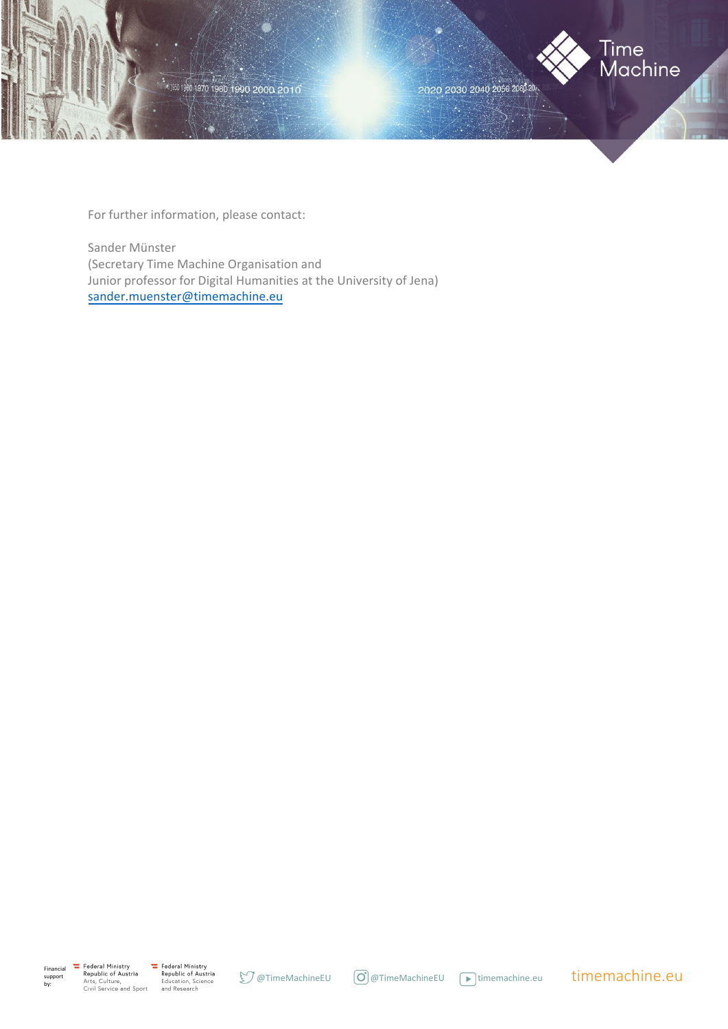For further information, please contact:

Sander Münster
(Secretary Time Machine Organisation and
Junior professor for Digital Humanities at the University of Jena)
sander.muenster@timemachine.eu